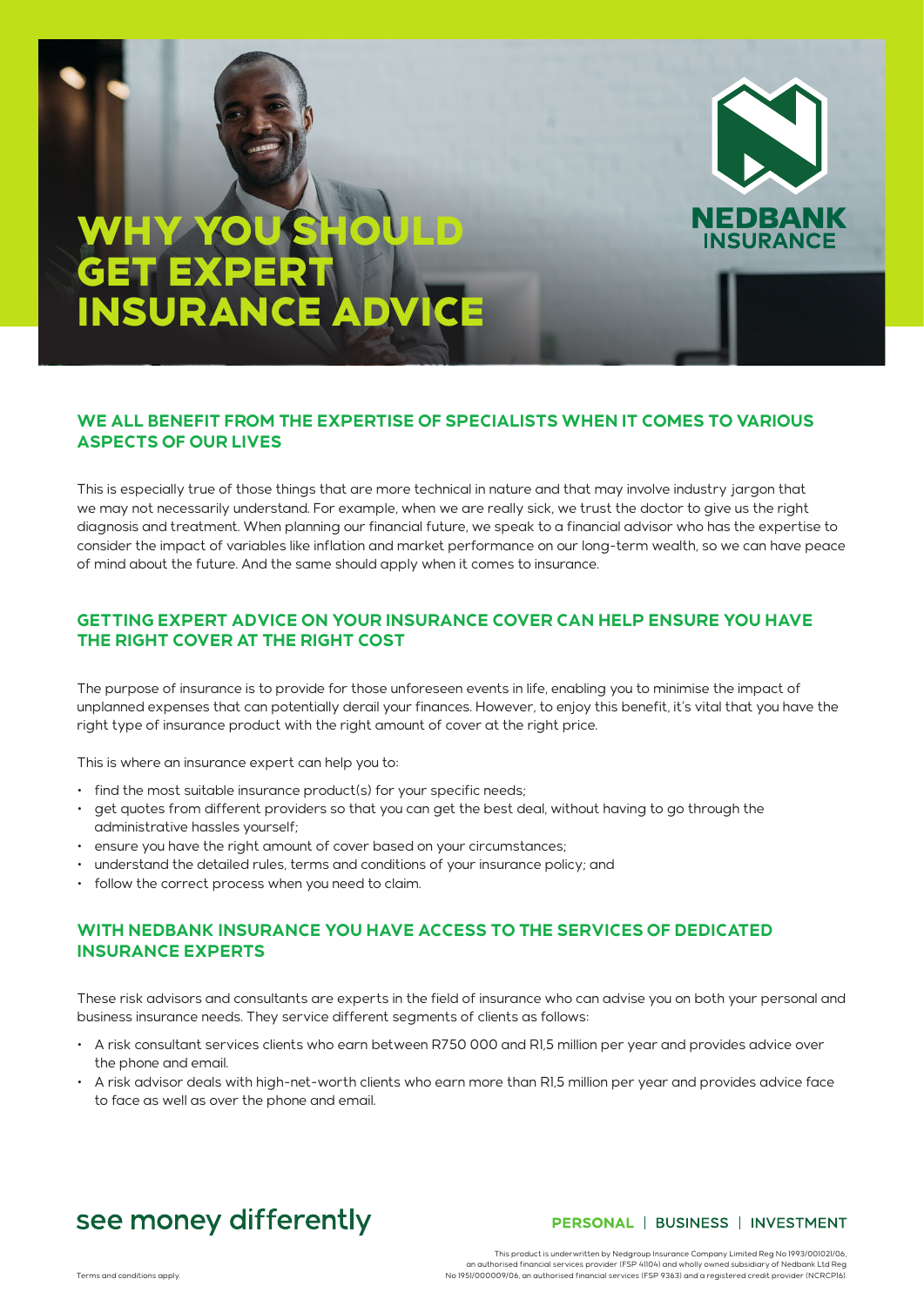# WHY YOU SHOULD GET EXPERT INSURANCE ADVICE

NEDBANK INSURANCE

## WE ALL BENEFIT FROM THE EXPERTISE OF SPECIALISTS WHEN IT COMES TO VARIOUS ASPECTS OF OUR LIVES

This is especially true of those things that are more technical in nature and that may involve industry jargon that we may not necessarily understand. For example, when we are really sick, we trust the doctor to give us the right diagnosis and treatment. When planning our financial future, we speak to a financial advisor who has the expertise to consider the impact of variables like inflation and market performance on our long-term wealth, so we can have peace of mind about the future. And the same should apply when it comes to insurance.

## GETTING EXPERT ADVICE ON YOUR INSURANCE COVER CAN HELP ENSURE YOU HAVE THE RIGHT COVER AT THE RIGHT COST

The purpose of insurance is to provide for those unforeseen events in life, enabling you to minimise the impact of unplanned expenses that can potentially derail your finances. However, to enjoy this benefit, it's vital that you have the right type of insurance product with the right amount of cover at the right price.

This is where an insurance expert can help you to:

- find the most suitable insurance product(s) for your specific needs;
- get quotes from different providers so that you can get the best deal, without having to go through the administrative hassles yourself;
- ensure you have the right amount of cover based on your circumstances;
- understand the detailed rules, terms and conditions of your insurance policy; and
- follow the correct process when you need to claim.

## WITH NEDBANK INSURANCE YOU HAVE ACCESS TO THE SERVICES OF DEDICATED INSURANCE EXPERTS

These risk advisors and consultants are experts in the field of insurance who can advise you on both your personal and business insurance needs. They service different segments of clients as follows:

- A risk consultant services clients who earn between R750 000 and R1,5 million per year and provides advice over the phone and email.
- A risk advisor deals with high-net-worth clients who earn more than R1,5 million per year and provides advice face to face as well as over the phone and email.

see money differently

PERSONAL | BUSINESS | INVESTMENT

Terms and conditions apply.

This product is underwritten by Nedgroup Insurance Company Limited Reg No 1993/001021/06, an authorised financial services provider (FSP 41104) and wholly owned subsidiary of Nedbank Ltd Reg No 1951/000009/06, an authorised financial services (FSP 9363) and a registered credit provider (NCRCP16).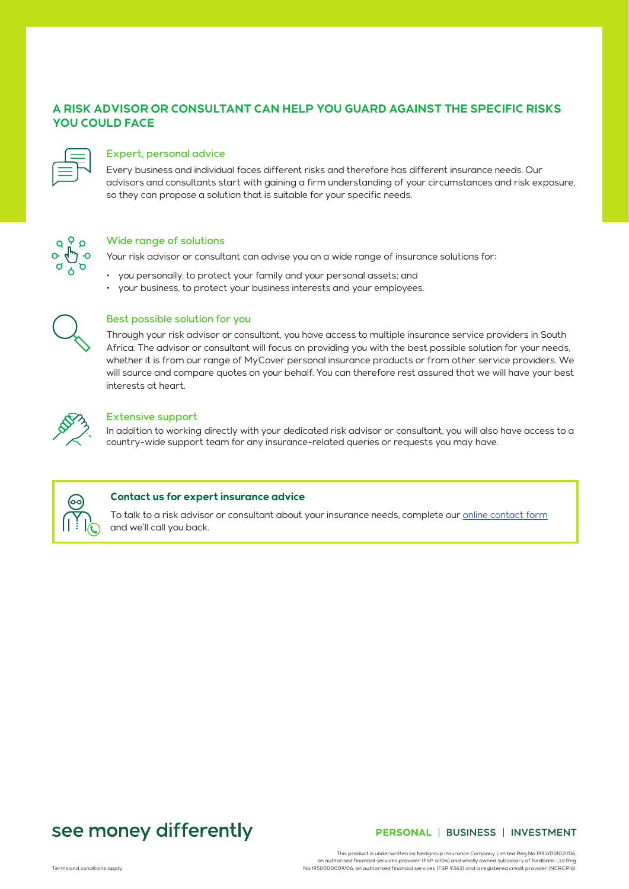## A RISK ADVISOR OR CONSULTANT CAN HELP YOU GUARD AGAINST THE SPECIFIC RISKS YOU COULD FACE

### Expert, personal advice

Every business and individual faces different risks and therefore has different insurance needs. Our advisors and consultants start with gaining a firm understanding of your circumstances and risk exposure, so they can propose a solution that is suitable for your specific needs.

### Wide range of solutions

Your risk advisor or consultant can advise you on a wide range of insurance solutions for:

- you personally, to protect your family and your personal assets; and
- your business, to protect your business interests and your employees.

### Best possible solution for you

Through your risk advisor or consultant, you have access to multiple insurance service providers in South Africa. The advisor or consultant will focus on providing you with the best possible solution for your needs, whether it is from our range of MyCover personal insurance products or from other service providers. We will source and compare quotes on your behalf. You can therefore rest assured that we will have your best interests at heart.

### Extensive support

In addition to working directly with your dedicated risk advisor or consultant, you will also have access to a country-wide support team for any insurance-related queries or requests you may have.

**Contact us for expert insurance advice**

To talk to a risk advisor or consultant about your insurance needs, complete our online contact form and we'll call you back.

see money differently

**PERSONAL** | BUSINESS | INVESTMENT

Terms and conditions apply.

This product is underwritten by Nedgroup Insurance Company Limited Reg No 1993/001021/06, an authorised financial services provider (FSP 41104) and wholly owned subsidiary of Nedbank Ltd Reg No 1951/000009/06, an authorised financial services (FSP 9363) and a registered credit provider (NCRCP16).